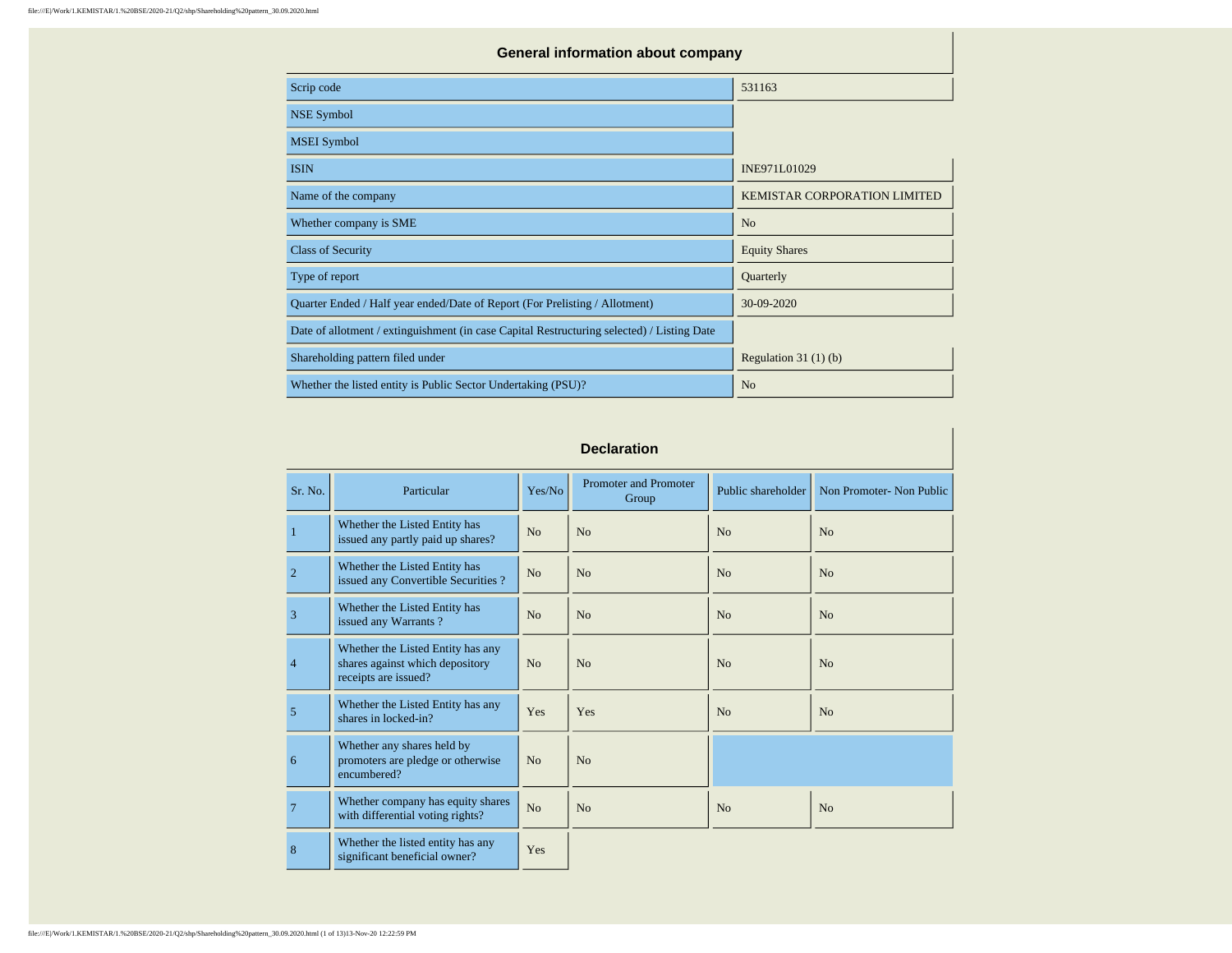## General information about company

| | |
|---|---|
| Scrip code | 531163 |
| NSE Symbol | |
| MSEI Symbol | |
| ISIN | INE971L01029 |
| Name of the company | KEMISTAR CORPORATION LIMITED |
| Whether company is SME | No |
| Class of Security | Equity Shares |
| Type of report | Quarterly |
| Quarter Ended / Half year ended/Date of Report (For Prelisting / Allotment) | 30-09-2020 |
| Date of allotment / extinguishment (in case Capital Restructuring selected) / Listing Date | |
| Shareholding pattern filed under | Regulation 31 (1) (b) |
| Whether the listed entity is Public Sector Undertaking (PSU)? | No |

## Declaration

| Sr. No. | Particular | Yes/No | Promoter and Promoter Group | Public shareholder | Non Promoter- Non Public |
|---|---|---|---|---|---|
| 1 | Whether the Listed Entity has issued any partly paid up shares? | No | No | No | No |
| 2 | Whether the Listed Entity has issued any Convertible Securities ? | No | No | No | No |
| 3 | Whether the Listed Entity has issued any Warrants ? | No | No | No | No |
| 4 | Whether the Listed Entity has any shares against which depository receipts are issued? | No | No | No | No |
| 5 | Whether the Listed Entity has any shares in locked-in? | Yes | Yes | No | No |
| 6 | Whether any shares held by promoters are pledge or otherwise encumbered? | No | No | | |
| 7 | Whether company has equity shares with differential voting rights? | No | No | No | No |
| 8 | Whether the listed entity has any significant beneficial owner? | Yes | | | |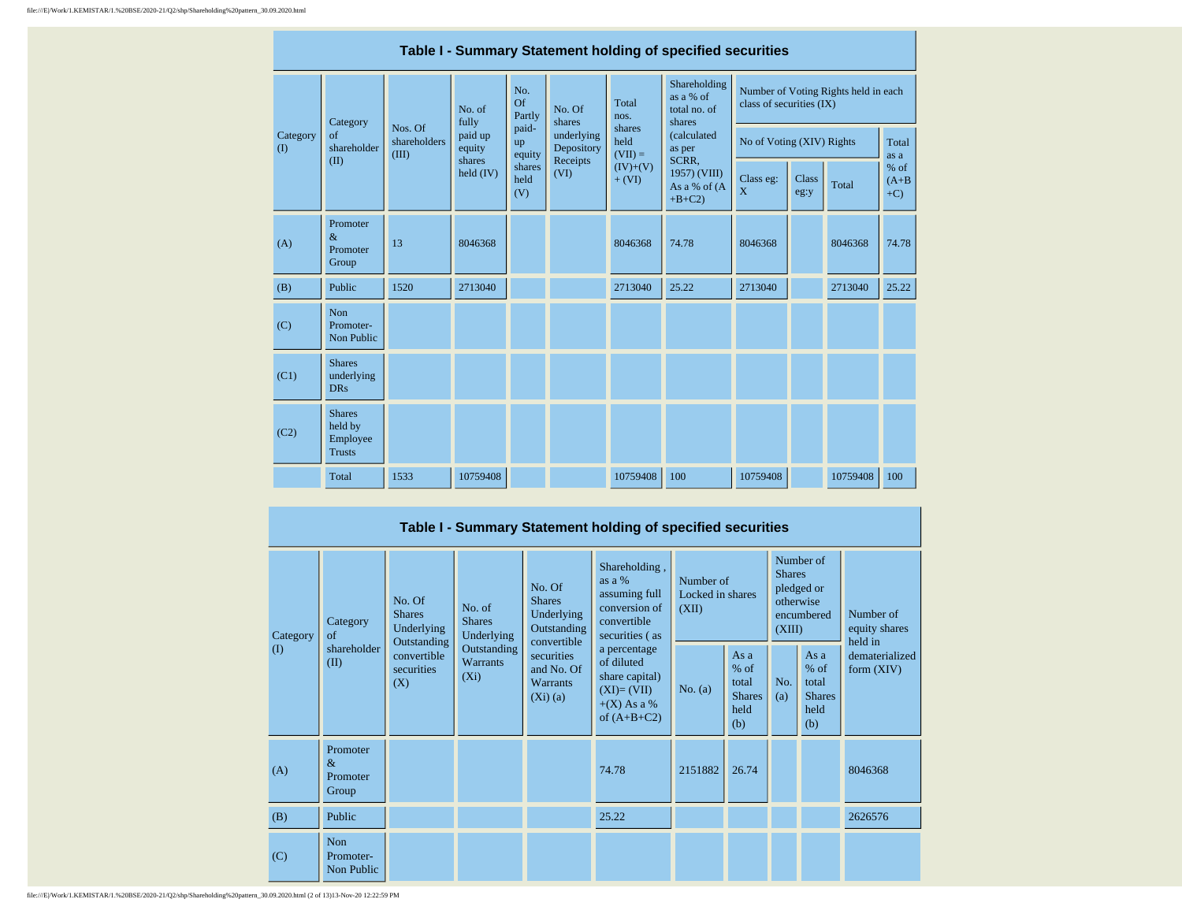## Table I - Summary Statement holding of specified securities

| Category (I) | Category of shareholder (II) | Nos. Of shareholders (III) | No. of fully paid up equity shares held (IV) | No. Of Partly paid-up equity shares held (V) | No. Of shares underlying Depository Receipts (VI) | Total nos. shares held (VII) = (IV)+(V)+ (VI) | Shareholding as a % of total no. of shares (calculated as per SCRR, 1957) (VIII) As a % of (A+B+C2) | Number of Voting Rights held in each class of securities (IX) | | | |
|---|---|---|---|---|---|---|---|---|---|---|---|
| | | | | | | | | No of Voting (XIV) Rights | | | Total as a % of (A+B+C) |
| | | | | | | | | Class eg: X | Class eg:y | Total | |
| (A) | Promoter & Promoter Group | 13 | 8046368 | | | 8046368 | 74.78 | 8046368 | | 8046368 | 74.78 |
| (B) | Public | 1520 | 2713040 | | | 2713040 | 25.22 | 2713040 | | 2713040 | 25.22 |
| (C) | Non Promoter- Non Public | | | | | | | | | | |
| (C1) | Shares underlying DRs | | | | | | | | | | |
| (C2) | Shares held by Employee Trusts | | | | | | | | | | |
| | Total | 1533 | 10759408 | | | 10759408 | 100 | 10759408 | | 10759408 | 100 |

## Table I - Summary Statement holding of specified securities

| Category (I) | Category of shareholder (II) | No. Of Shares Underlying Outstanding convertible securities (X) | No. of Shares Underlying Outstanding Warrants (Xi) | No. Of Shares Underlying Outstanding convertible securities and No. Of Warrants (Xi) (a) | Shareholding , as a % assuming full conversion of convertible securities ( as a percentage of diluted share capital) (XI)= (VII)+(X) As a % of (A+B+C2) | Number of Locked in shares (XII) | | Number of Shares pledged or otherwise encumbered (XIII) | | Number of equity shares held in dematerialized form (XIV) |
|---|---|---|---|---|---|---|---|---|---|---|
| | | | | | | No. (a) | As a % of total Shares held (b) | No. (a) | As a % of total Shares held (b) | |
| (A) | Promoter & Promoter Group | | | | 74.78 | 2151882 | 26.74 | | | 8046368 |
| (B) | Public | | | | 25.22 | | | | | 2626576 |
| (C) | Non Promoter- Non Public | | | | | | | | | |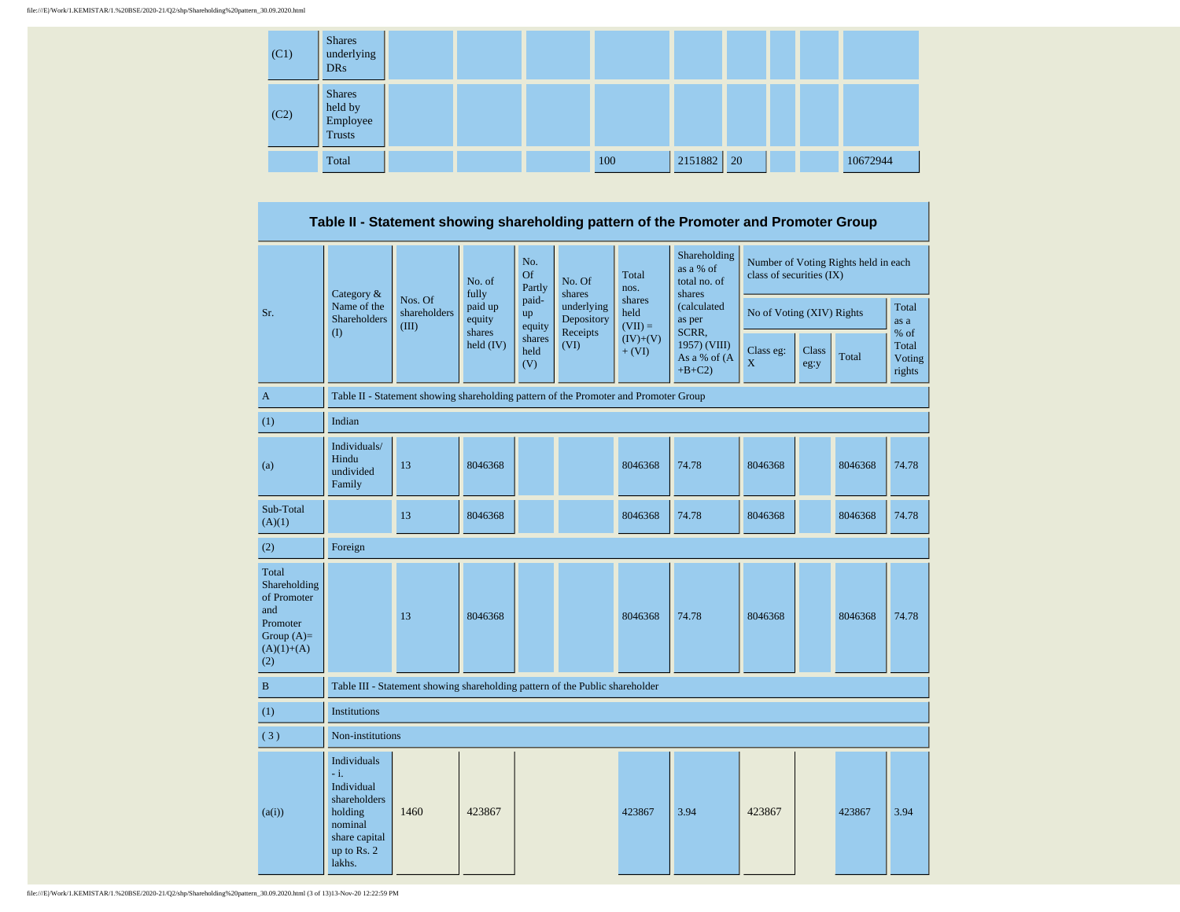| | | | | | | | | | | |
|---|---|---|---|---|---|---|---|---|---|---|
| (C1) | Shares underlying DRs | | | | | | | | | |
| (C2) | Shares held by Employee Trusts | | | | | | | | | |
| | Total | | | | 100 | 2151882 | 20 | | | 10672944 |

## Table II - Statement showing shareholding pattern of the Promoter and Promoter Group

| Sr. | Category & Name of the Shareholders (I) | Nos. Of shareholders (III) | No. of fully paid up equity shares held (IV) | No. Of Partly paid-up equity shares held (V) | No. Of shares underlying Depository Receipts (VI) | Total nos. shares held (VII) = (IV)+(V)+ (VI) | Shareholding as a % of total no. of shares (calculated as per SCRR, 1957) (VIII) As a % of (A+B+C2) | Number of Voting Rights held in each class of securities (IX) | | | |
|---|---|---|---|---|---|---|---|---|---|---|---|
| | | | | | | | | No of Voting (XIV) Rights | | | Total as a % of Total Voting rights |
| | | | | | | | | Class eg: X | Class eg:y | Total | |
| A | Table II - Statement showing shareholding pattern of the Promoter and Promoter Group | | | | | | | | | | |
| (1) | Indian | | | | | | | | | | |
| (a) | Individuals/ Hindu undivided Family | 13 | 8046368 | | | 8046368 | 74.78 | 8046368 | | 8046368 | 74.78 |
| Sub-Total (A)(1) | | 13 | 8046368 | | | 8046368 | 74.78 | 8046368 | | 8046368 | 74.78 |
| (2) | Foreign | | | | | | | | | | |
| Total Shareholding of Promoter and Promoter Group (A)=(A)(1)+(A)(2) | | 13 | 8046368 | | | 8046368 | 74.78 | 8046368 | | 8046368 | 74.78 |
| B | Table III - Statement showing shareholding pattern of the Public shareholder | | | | | | | | | | |
| (1) | Institutions | | | | | | | | | | |
| (3) | Non-institutions | | | | | | | | | | |
| (a(i)) | Individuals - i. Individual shareholders holding nominal share capital up to Rs. 2 lakhs. | 1460 | 423867 | | | 423867 | 3.94 | 423867 | | 423867 | 3.94 |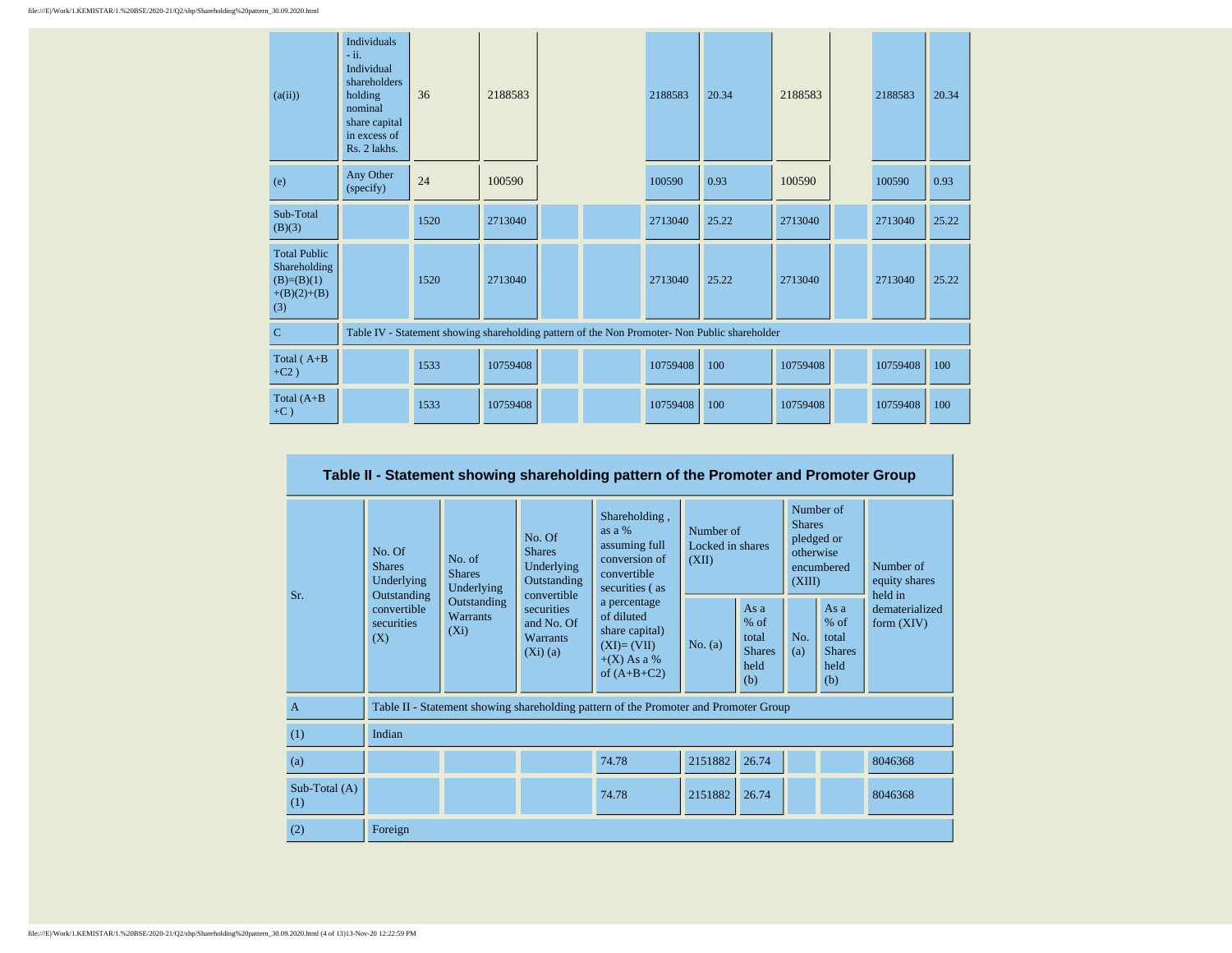| | | | | | | | | | | | |
|---|---|---|---|---|---|---|---|---|---|---|---|
| (a(ii)) | Individuals - ii. Individual shareholders holding nominal share capital in excess of Rs. 2 lakhs. | 36 | 2188583 | | | 2188583 | 20.34 | 2188583 | | 2188583 | 20.34 |
| (e) | Any Other (specify) | 24 | 100590 | | | 100590 | 0.93 | 100590 | | 100590 | 0.93 |
| Sub-Total (B)(3) | | 1520 | 2713040 | | | 2713040 | 25.22 | 2713040 | | 2713040 | 25.22 |
| Total Public Shareholding (B)=(B)(1)+(B)(2)+(B)(3) | | 1520 | 2713040 | | | 2713040 | 25.22 | 2713040 | | 2713040 | 25.22 |
| C | Table IV - Statement showing shareholding pattern of the Non Promoter- Non Public shareholder | | | | | | | | | | |
| Total ( A+B +C2 ) | | 1533 | 10759408 | | | 10759408 | 100 | 10759408 | | 10759408 | 100 |
| Total (A+B +C ) | | 1533 | 10759408 | | | 10759408 | 100 | 10759408 | | 10759408 | 100 |

## Table II - Statement showing shareholding pattern of the Promoter and Promoter Group

| Sr. | No. Of Shares Underlying Outstanding convertible securities (X) | No. of Shares Underlying Outstanding Warrants (Xi) | No. Of Shares Underlying Outstanding convertible securities and No. Of Warrants (Xi) (a) | Shareholding , as a % assuming full conversion of convertible securities ( as a percentage of diluted share capital) (XI)= (VII)+(X) As a % of (A+B+C2) | Number of Locked in shares (XII) | | Number of Shares pledged or otherwise encumbered (XIII) | | Number of equity shares held in dematerialized form (XIV) |
|---|---|---|---|---|---|---|---|---|---|
| | | | | | No. (a) | As a % of total Shares held (b) | No. (a) | As a % of total Shares held (b) | |
| A | Table II - Statement showing shareholding pattern of the Promoter and Promoter Group | | | | | | | | |
| (1) | Indian | | | | | | | | |
| (a) | | | | 74.78 | 2151882 | 26.74 | | | 8046368 |
| Sub-Total (A)(1) | | | | 74.78 | 2151882 | 26.74 | | | 8046368 |
| (2) | Foreign | | | | | | | | |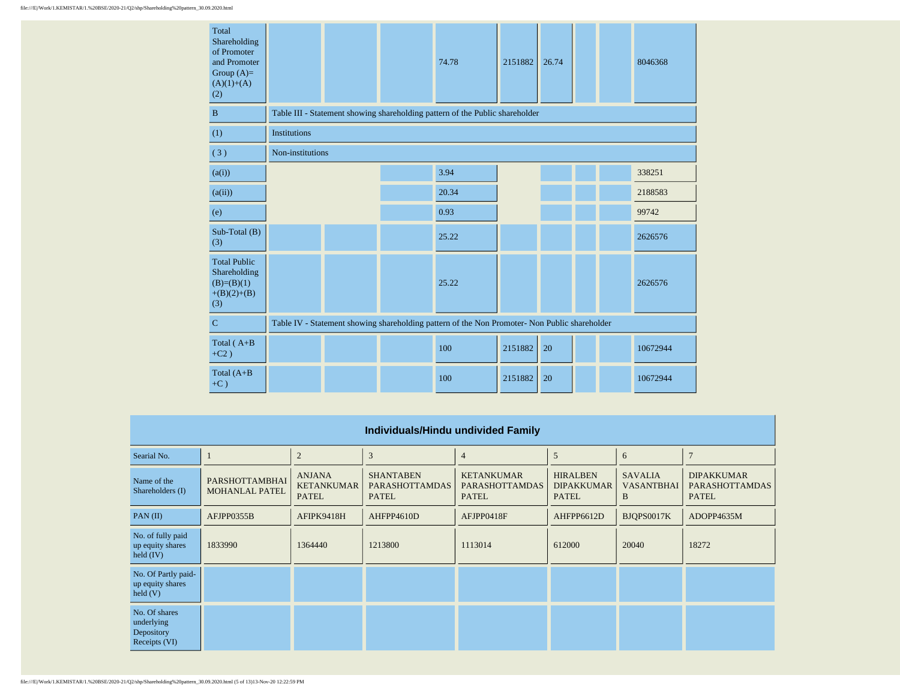| | | | | | | | | | |
|---|---|---|---|---|---|---|---|---|---|
| Total Shareholding of Promoter and Promoter Group (A)=(A)(1)+(A)(2) | | | | 74.78 | 2151882 | 26.74 | | | 8046368 |
| B | Table III - Statement showing shareholding pattern of the Public shareholder | | | | | | | | |
| (1) | Institutions | | | | | | | | |
| ( 3 ) | Non-institutions | | | | | | | | |
| (a(i)) | | | | 3.94 | | | | | 338251 |
| (a(ii)) | | | | 20.34 | | | | | 2188583 |
| (e) | | | | 0.93 | | | | | 99742 |
| Sub-Total (B)(3) | | | | 25.22 | | | | | 2626576 |
| Total Public Shareholding (B)=(B)(1)+(B)(2)+(B)(3) | | | | 25.22 | | | | | 2626576 |
| C | Table IV - Statement showing shareholding pattern of the Non Promoter- Non Public shareholder | | | | | | | | |
| Total ( A+B +C2 ) | | | | 100 | 2151882 | 20 | | | 10672944 |
| Total (A+B +C ) | | | | 100 | 2151882 | 20 | | | 10672944 |

## Individuals/Hindu undivided Family

| Searial No. | 1 | 2 | 3 | 4 | 5 | 6 | 7 |
|---|---|---|---|---|---|---|---|
| Name of the Shareholders (I) | PARSHOTTAMBHAI MOHANLAL PATEL | ANJANA KETANKUMAR PATEL | SHANTABEN PARASHOTTAMDAS PATEL | KETANKUMAR PARASHOTTAMDAS PATEL | HIRALBEN DIPAKKUMAR PATEL | SAVALIA VASANTBHAI B | DIPAKKUMAR PARASHOTTAMDAS PATEL |
| PAN (II) | AFJPP0355B | AFIPK9418H | AHFPP4610D | AFJPP0418F | AHFPP6612D | BJQPS0017K | ADOPP4635M |
| No. of fully paid up equity shares held (IV) | 1833990 | 1364440 | 1213800 | 1113014 | 612000 | 20040 | 18272 |
| No. Of Partly paid-up equity shares held (V) | | | | | | | |
| No. Of shares underlying Depository Receipts (VI) | | | | | | | |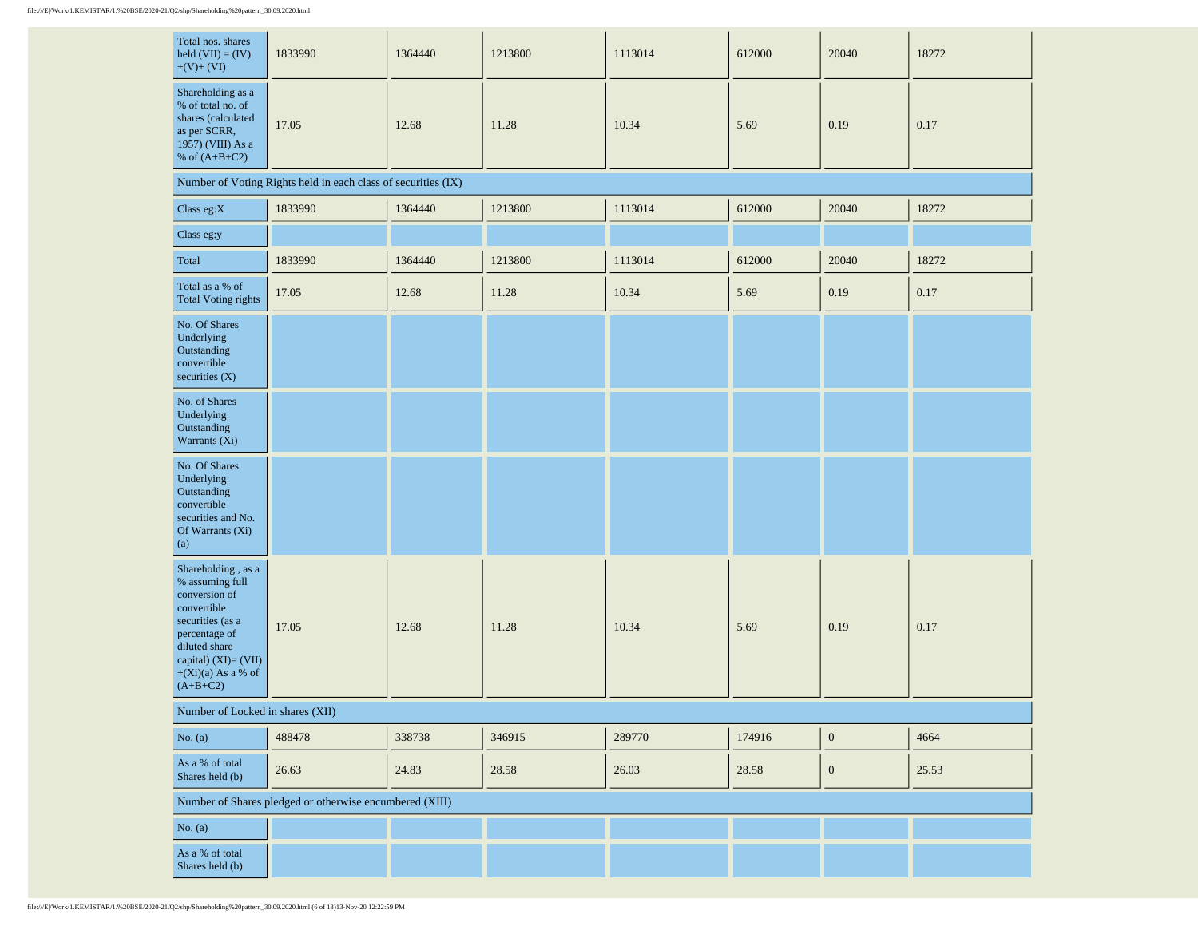| Total nos. shares held (VII) = (IV) +(V)+ (VI) | 1833990 | 1364440 | 1213800 | 1113014 | 612000 | 20040 | 18272 |
|---|---|---|---|---|---|---|---|
| Shareholding as a % of total no. of shares (calculated as per SCRR, 1957) (VIII) As a % of (A+B+C2) | 17.05 | 12.68 | 11.28 | 10.34 | 5.69 | 0.19 | 0.17 |
| Number of Voting Rights held in each class of securities (IX) | | | | | | | |
| Class eg:X | 1833990 | 1364440 | 1213800 | 1113014 | 612000 | 20040 | 18272 |
| Class eg:y | | | | | | | |
| Total | 1833990 | 1364440 | 1213800 | 1113014 | 612000 | 20040 | 18272 |
| Total as a % of Total Voting rights | 17.05 | 12.68 | 11.28 | 10.34 | 5.69 | 0.19 | 0.17 |
| No. Of Shares Underlying Outstanding convertible securities (X) | | | | | | | |
| No. of Shares Underlying Outstanding Warrants (Xi) | | | | | | | |
| No. Of Shares Underlying Outstanding convertible securities and No. Of Warrants (Xi) (a) | | | | | | | |
| Shareholding , as a % assuming full conversion of convertible securities (as a percentage of diluted share capital) (XI)= (VII)+(Xi)(a) As a % of (A+B+C2) | 17.05 | 12.68 | 11.28 | 10.34 | 5.69 | 0.19 | 0.17 |
| Number of Locked in shares (XII) | | | | | | | |
| No. (a) | 488478 | 338738 | 346915 | 289770 | 174916 | 0 | 4664 |
| As a % of total Shares held (b) | 26.63 | 24.83 | 28.58 | 26.03 | 28.58 | 0 | 25.53 |
| Number of Shares pledged or otherwise encumbered (XIII) | | | | | | | |
| No. (a) | | | | | | | |
| As a % of total Shares held (b) | | | | | | | |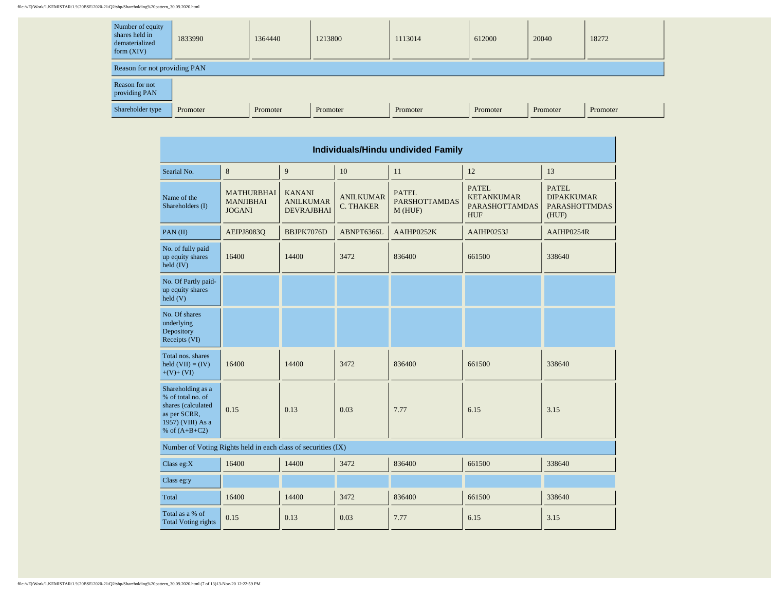| Number of equity shares held in dematerialized form (XIV) | 1833990 | 1364440 | 1213800 | 1113014 | 612000 | 20040 | 18272 |
|---|---|---|---|---|---|---|---|
| Reason for not providing PAN | | | | | | | |
| Reason for not providing PAN | | | | | | | |
| Shareholder type | Promoter | Promoter | Promoter | Promoter | Promoter | Promoter | Promoter |

## Individuals/Hindu undivided Family

| Searial No. | 8 | 9 | 10 | 11 | 12 | 13 |
|---|---|---|---|---|---|---|
| Name of the Shareholders (I) | MATHURBHAI MANJIBHAI JOGANI | KANANI ANILKUMAR DEVRAJBHAI | ANILKUMAR C. THAKER | PATEL PARSHOTTAMDAS M (HUF) | PATEL KETANKUMAR PARASHOTTAMDAS HUF | PATEL DIPAKKUMAR PARASHOTTMDAS (HUF) |
| PAN (II) | AEIPJ8083Q | BBJPK7076D | ABNPT6366L | AAIHP0252K | AAIHP0253J | AAIHP0254R |
| No. of fully paid up equity shares held (IV) | 16400 | 14400 | 3472 | 836400 | 661500 | 338640 |
| No. Of Partly paid-up equity shares held (V) | | | | | | |
| No. Of shares underlying Depository Receipts (VI) | | | | | | |
| Total nos. shares held (VII) = (IV)+(V)+ (VI) | 16400 | 14400 | 3472 | 836400 | 661500 | 338640 |
| Shareholding as a % of total no. of shares (calculated as per SCRR, 1957) (VIII) As a % of (A+B+C2) | 0.15 | 0.13 | 0.03 | 7.77 | 6.15 | 3.15 |
| Number of Voting Rights held in each class of securities (IX) | | | | | | |
| Class eg:X | 16400 | 14400 | 3472 | 836400 | 661500 | 338640 |
| Class eg:y | | | | | | |
| Total | 16400 | 14400 | 3472 | 836400 | 661500 | 338640 |
| Total as a % of Total Voting rights | 0.15 | 0.13 | 0.03 | 7.77 | 6.15 | 3.15 |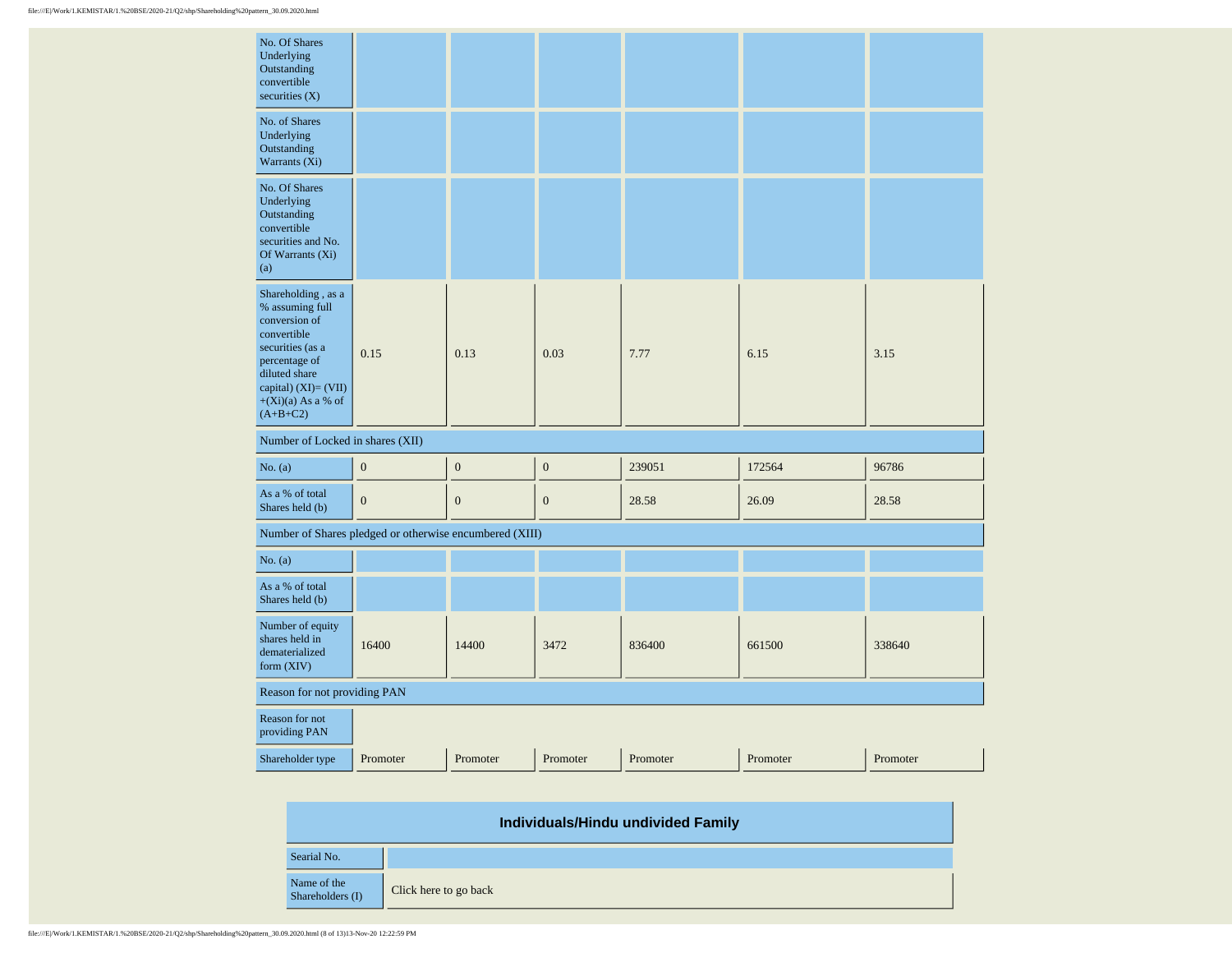| | | | | | | |
|---|---|---|---|---|---|---|
| No. Of Shares Underlying Outstanding convertible securities (X) | | | | | | |
| No. of Shares Underlying Outstanding Warrants (Xi) | | | | | | |
| No. Of Shares Underlying Outstanding convertible securities and No. Of Warrants (Xi) (a) | | | | | | |
| Shareholding , as a % assuming full conversion of convertible securities (as a percentage of diluted share capital) (XI)= (VII)+(Xi)(a) As a % of (A+B+C2) | 0.15 | 0.13 | 0.03 | 7.77 | 6.15 | 3.15 |
| Number of Locked in shares (XII) | | | | | | |
| No. (a) | 0 | 0 | 0 | 239051 | 172564 | 96786 |
| As a % of total Shares held (b) | 0 | 0 | 0 | 28.58 | 26.09 | 28.58 |
| Number of Shares pledged or otherwise encumbered (XIII) | | | | | | |
| No. (a) | | | | | | |
| As a % of total Shares held (b) | | | | | | |
| Number of equity shares held in dematerialized form (XIV) | 16400 | 14400 | 3472 | 836400 | 661500 | 338640 |
| Reason for not providing PAN | | | | | | |
| Reason for not providing PAN | | | | | | |
| Shareholder type | Promoter | Promoter | Promoter | Promoter | Promoter | Promoter |

## Individuals/Hindu undivided Family

| | |
|---|---|
| Searial No. | |
| Name of the Shareholders (I) | Click here to go back |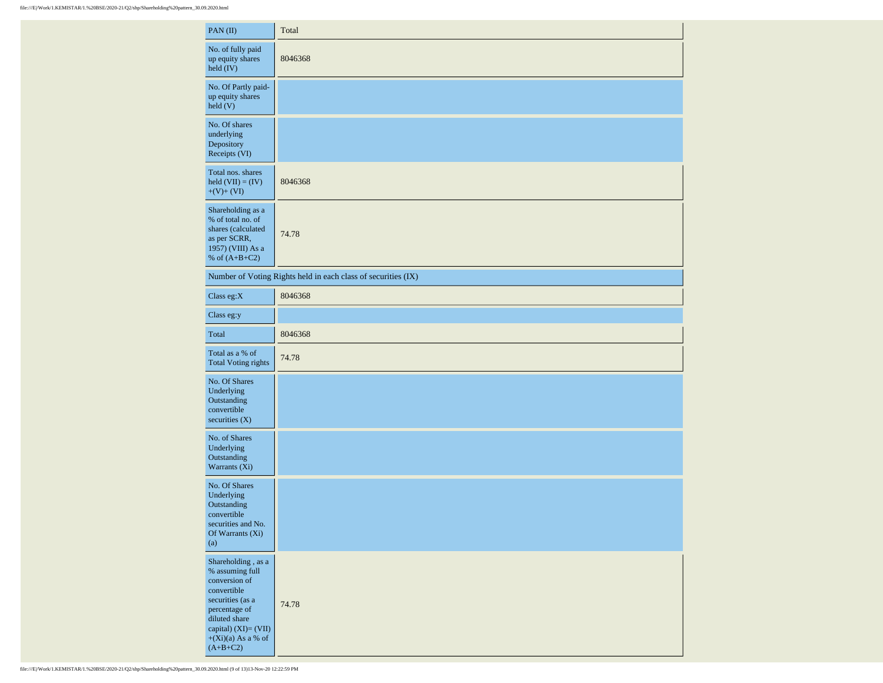| PAN (II) | Total |
| --- | --- |
| No. of fully paid up equity shares held (IV) | 8046368 |
| No. Of Partly paid-up equity shares held (V) | |
| No. Of shares underlying Depository Receipts (VI) | |
| Total nos. shares held (VII) = (IV) +(V)+ (VI) | 8046368 |
| Shareholding as a % of total no. of shares (calculated as per SCRR, 1957) (VIII) As a % of (A+B+C2) | 74.78 |
| Number of Voting Rights held in each class of securities (IX) | |
| Class eg:X | 8046368 |
| Class eg:y | |
| Total | 8046368 |
| Total as a % of Total Voting rights | 74.78 |
| No. Of Shares Underlying Outstanding convertible securities (X) | |
| No. of Shares Underlying Outstanding Warrants (Xi) | |
| No. Of Shares Underlying Outstanding convertible securities and No. Of Warrants (Xi) (a) | |
| Shareholding , as a % assuming full conversion of convertible securities (as a percentage of diluted share capital) (XI)= (VII)+(Xi)(a) As a % of (A+B+C2) | 74.78 |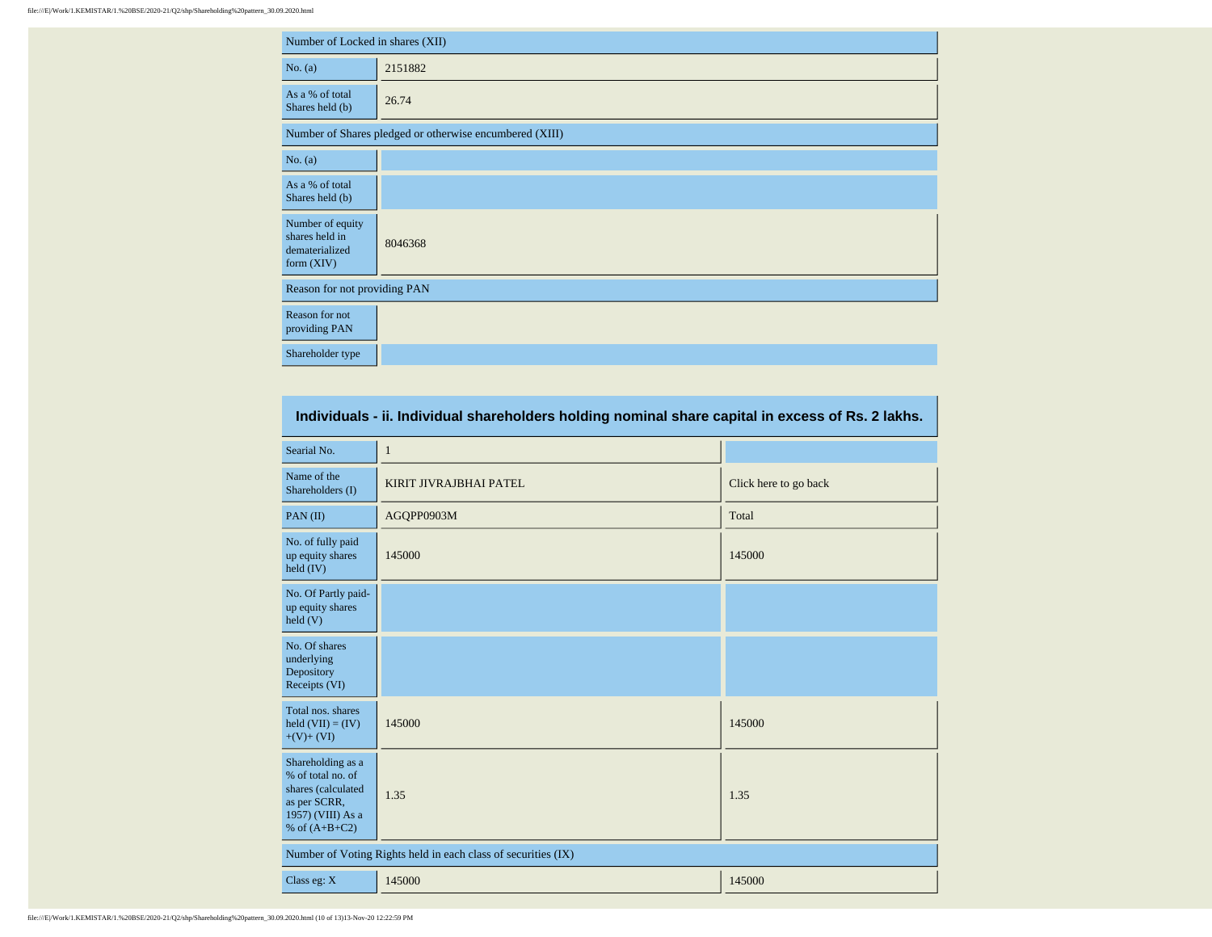| Number of Locked in shares (XII) | |
|---|---|
| No. (a) | 2151882 |
| As a % of total Shares held (b) | 26.74 |
| Number of Shares pledged or otherwise encumbered (XIII) | |
| No. (a) | |
| As a % of total Shares held (b) | |
| Number of equity shares held in dematerialized form (XIV) | 8046368 |
| Reason for not providing PAN | |
| Reason for not providing PAN | |
| Shareholder type | |

## Individuals - ii. Individual shareholders holding nominal share capital in excess of Rs. 2 lakhs.

| Searial No. | 1 | |
|---|---|---|
| Name of the Shareholders (I) | KIRIT JIVRAJBHAI PATEL | Click here to go back |
| PAN (II) | AGQPP0903M | Total |
| No. of fully paid up equity shares held (IV) | 145000 | 145000 |
| No. Of Partly paid-up equity shares held (V) | | |
| No. Of shares underlying Depository Receipts (VI) | | |
| Total nos. shares held (VII) = (IV)+(V)+ (VI) | 145000 | 145000 |
| Shareholding as a % of total no. of shares (calculated as per SCRR, 1957) (VIII) As a % of (A+B+C2) | 1.35 | 1.35 |
| Number of Voting Rights held in each class of securities (IX) | | |
| Class eg: X | 145000 | 145000 |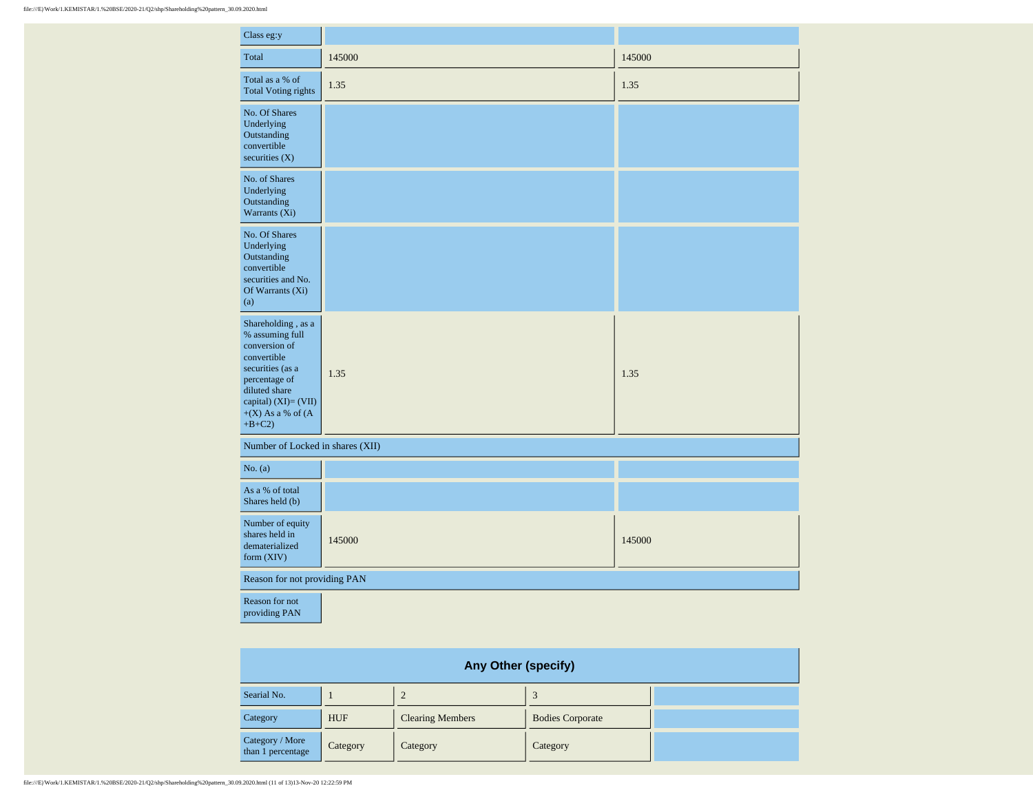| Class eg:y | | |
|---|---|---|
| Total | 145000 | 145000 |
| Total as a % of Total Voting rights | 1.35 | 1.35 |
| No. Of Shares Underlying Outstanding convertible securities (X) | | |
| No. of Shares Underlying Outstanding Warrants (Xi) | | |
| No. Of Shares Underlying Outstanding convertible securities and No. Of Warrants (Xi) (a) | | |
| Shareholding , as a % assuming full conversion of convertible securities (as a percentage of diluted share capital) (XI)= (VII)+(X) As a % of (A+B+C2) | 1.35 | 1.35 |
| Number of Locked in shares (XII) | | |
| No. (a) | | |
| As a % of total Shares held (b) | | |
| Number of equity shares held in dematerialized form (XIV) | 145000 | 145000 |
| Reason for not providing PAN | | |
| Reason for not providing PAN | | |

## Any Other (specify)

| Searial No. | 1 | 2 | 3 | |
|---|---|---|---|---|
| Category | HUF | Clearing Members | Bodies Corporate | |
| Category / More than 1 percentage | Category | Category | Category | |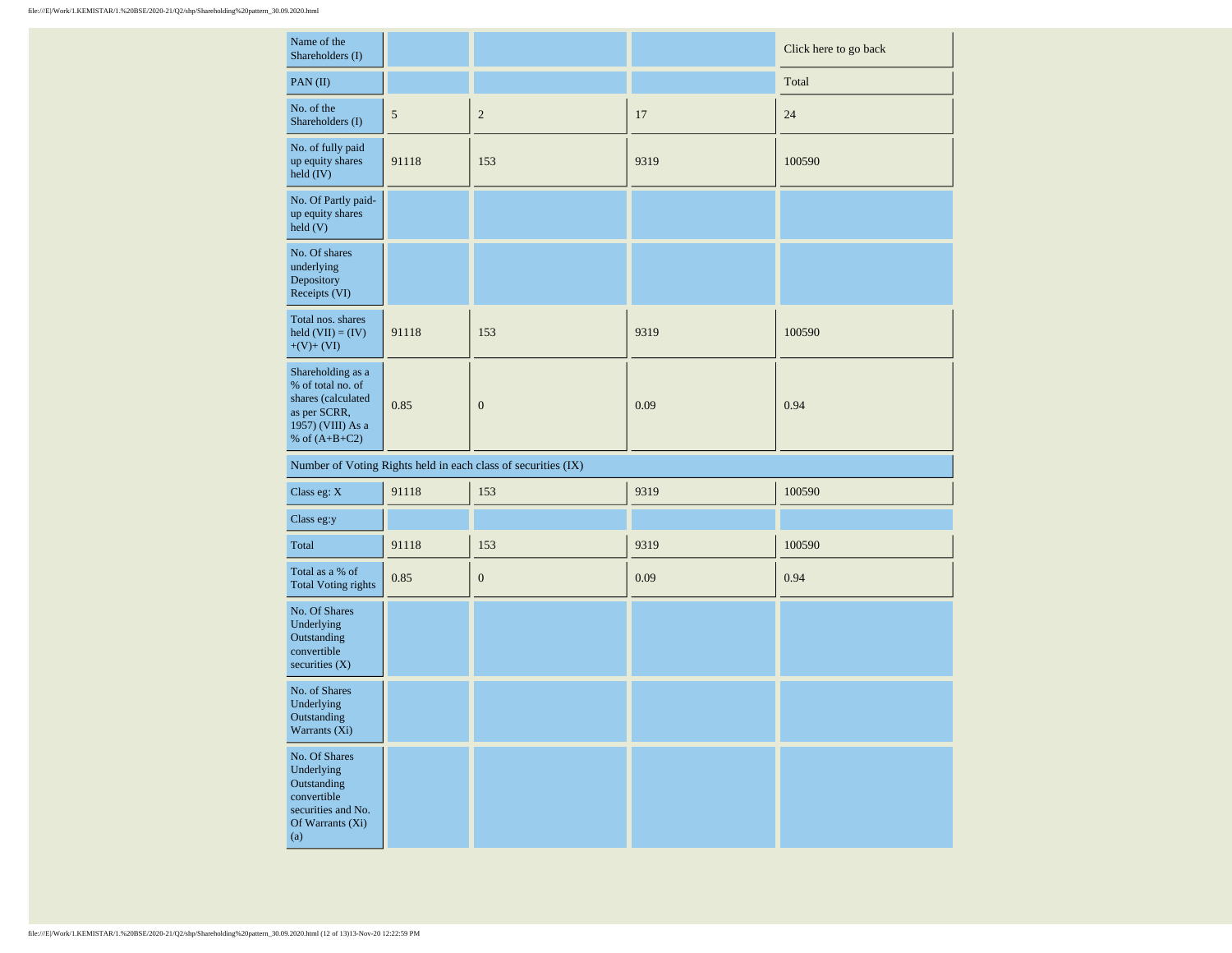| Name of the Shareholders (I) | | | | Click here to go back |
|---|---|---|---|---|
| PAN (II) | | | | Total |
| No. of the Shareholders (I) | 5 | 2 | 17 | 24 |
| No. of fully paid up equity shares held (IV) | 91118 | 153 | 9319 | 100590 |
| No. Of Partly paid-up equity shares held (V) | | | | |
| No. Of shares underlying Depository Receipts (VI) | | | | |
| Total nos. shares held (VII) = (IV)+(V)+ (VI) | 91118 | 153 | 9319 | 100590 |
| Shareholding as a % of total no. of shares (calculated as per SCRR, 1957) (VIII) As a % of (A+B+C2) | 0.85 | 0 | 0.09 | 0.94 |
| Number of Voting Rights held in each class of securities (IX) | | | | |
| Class eg: X | 91118 | 153 | 9319 | 100590 |
| Class eg:y | | | | |
| Total | 91118 | 153 | 9319 | 100590 |
| Total as a % of Total Voting rights | 0.85 | 0 | 0.09 | 0.94 |
| No. Of Shares Underlying Outstanding convertible securities (X) | | | | |
| No. of Shares Underlying Outstanding Warrants (Xi) | | | | |
| No. Of Shares Underlying Outstanding convertible securities and No. Of Warrants (Xi) (a) | | | | |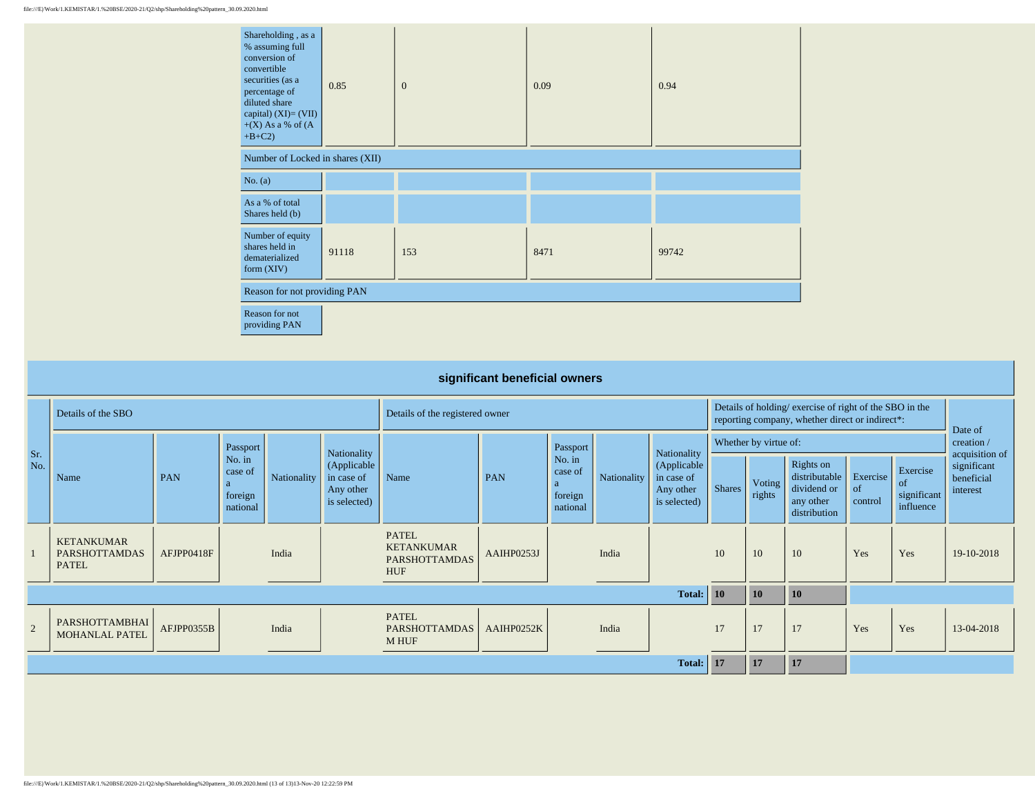| | | | | |
|---|---|---|---|---|
| Shareholding , as a % assuming full conversion of convertible securities (as a percentage of diluted share capital) (XI)= (VII)+(X) As a % of (A+B+C2) | 0.85 | 0 | 0.09 | 0.94 |
| Number of Locked in shares (XII) | | | | |
| No. (a) | | | | |
| As a % of total Shares held (b) | | | | |
| Number of equity shares held in dematerialized form (XIV) | 91118 | 153 | 8471 | 99742 |
| Reason for not providing PAN | | | | |
| Reason for not providing PAN | | | | |

## significant beneficial owners

| Sr. No. | Details of the SBO | | | | | Details of the registered owner | | | | | Details of holding/ exercise of right of the SBO in the reporting company, whether direct or indirect*: | | | | | Date of creation / acquisition of significant beneficial interest |
|---|---|---|---|---|---|---|---|---|---|---|---|---|---|---|---|---|
| | | | | | | | | | | | Whether by virtue of: | | | | | |
| | Name | PAN | Passport No. in case of a foreign national | Nationality | Nationality (Applicable in case of Any other is selected) | Name | PAN | Passport No. in case of a foreign national | Nationality | Nationality (Applicable in case of Any other is selected) | Shares | Voting rights | Rights on distributable dividend or any other distribution | Exercise of control | Exercise of significant influence | |
| 1 | KETANKUMAR PARSHOTTAMDAS PATEL | AFJPP0418F | | India | | PATEL KETANKUMAR PARSHOTTAMDAS HUF | AAIHP0253J | | India | | 10 | 10 | 10 | Yes | Yes | 19-10-2018 |
| | | | | | | | | | | Total: | 10 | 10 | 10 | | | |
| 2 | PARSHOTTAMBHAI MOHANLAL PATEL | AFJPP0355B | | India | | PATEL PARSHOTTAMDAS M HUF | AAIHP0252K | | India | | 17 | 17 | 17 | Yes | Yes | 13-04-2018 |
| | | | | | | | | | | Total: | 17 | 17 | 17 | | | |